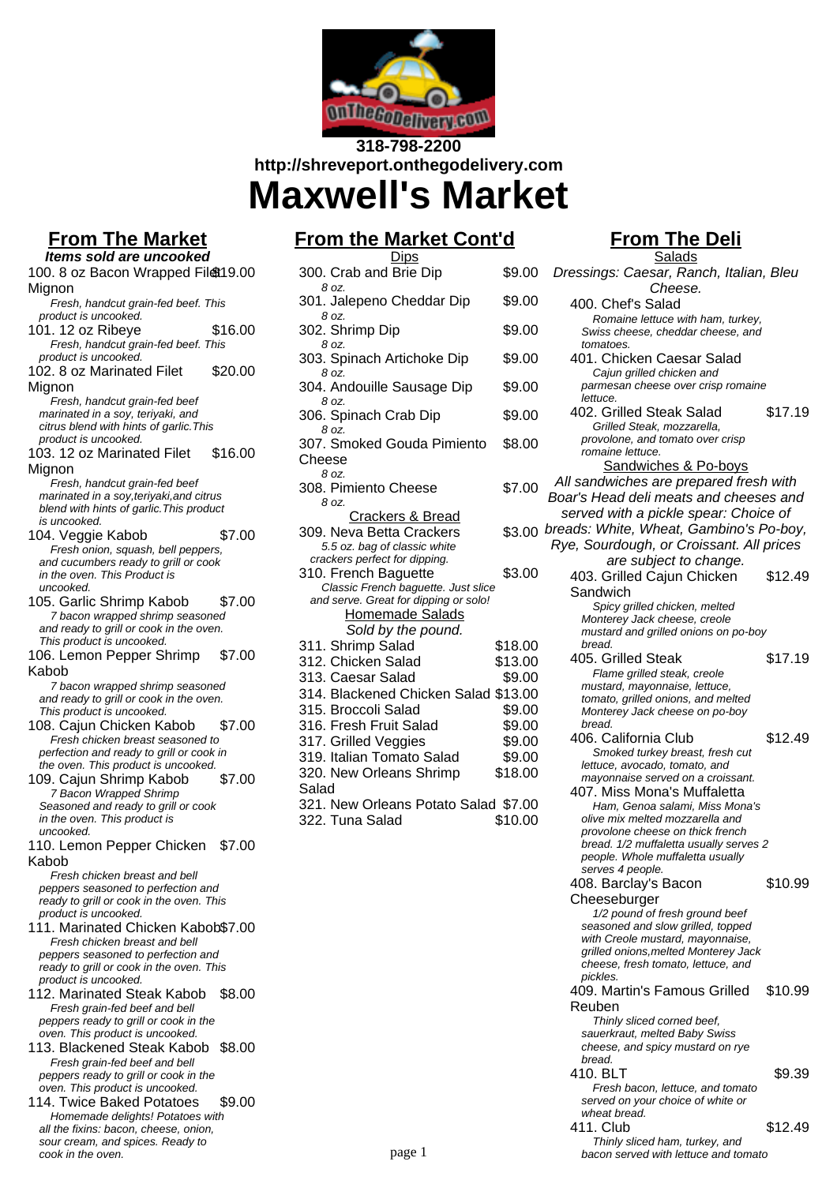318-798-2200
http://shreveport.onthegodelivery.com

# Maxwell's Market

## From The Market

**Items sold are uncooked**

100. 8 oz Bacon Wrapped Filet Mignon — $19.00
*Fresh, handcut grain-fed beef. This product is uncooked.*

101. 12 oz Ribeye — $16.00
*Fresh, handcut grain-fed beef. This product is uncooked.*

102. 8 oz Marinated Filet Mignon — $20.00
*Fresh, handcut grain-fed beef marinated in a soy, teriyaki, and citrus blend with hints of garlic.This product is uncooked.*

103. 12 oz Marinated Filet Mignon — $16.00
*Fresh, handcut grain-fed beef marinated in a soy,teriyaki,and citrus blend with hints of garlic.This product is uncooked.*

104. Veggie Kabob — $7.00
*Fresh onion, squash, bell peppers, and cucumbers ready to grill or cook in the oven. This Product is uncooked.*

105. Garlic Shrimp Kabob — $7.00
*7 bacon wrapped shrimp seasoned and ready to grill or cook in the oven. This product is uncooked.*

106. Lemon Pepper Shrimp Kabob — $7.00
*7 bacon wrapped shrimp seasoned and ready to grill or cook in the oven. This product is uncooked.*

108. Cajun Chicken Kabob — $7.00
*Fresh chicken breast seasoned to perfection and ready to grill or cook in the oven. This product is uncooked.*

109. Cajun Shrimp Kabob — $7.00
*7 Bacon Wrapped Shrimp Seasoned and ready to grill or cook in the oven. This product is uncooked.*

110. Lemon Pepper Chicken Kabob — $7.00
*Fresh chicken breast and bell peppers seasoned to perfection and ready to grill or cook in the oven. This product is uncooked.*

111. Marinated Chicken Kabob — $7.00
*Fresh chicken breast and bell peppers seasoned to perfection and ready to grill or cook in the oven. This product is uncooked.*

112. Marinated Steak Kabob — $8.00
*Fresh grain-fed beef and bell peppers ready to grill or cook in the oven. This product is uncooked.*

113. Blackened Steak Kabob — $8.00
*Fresh grain-fed beef and bell peppers ready to grill or cook in the oven. This product is uncooked.*

114. Twice Baked Potatoes — $9.00
*Homemade delights! Potatoes with all the fixins: bacon, cheese, onion, sour cream, and spices. Ready to cook in the oven.*

## From the Market Cont'd

### Dips

300. Crab and Brie Dip — $9.00
*8 oz.*

301. Jalepeno Cheddar Dip — $9.00
*8 oz.*

302. Shrimp Dip — $9.00
*8 oz.*

303. Spinach Artichoke Dip — $9.00
*8 oz.*

304. Andouille Sausage Dip — $9.00
*8 oz.*

306. Spinach Crab Dip — $9.00
*8 oz.*

307. Smoked Gouda Pimiento Cheese — $8.00
*8 oz.*

308. Pimiento Cheese — $7.00
*8 oz.*

### Crackers & Bread

309. Neva Betta Crackers — $3.00
*5.5 oz. bag of classic white crackers perfect for dipping.*

310. French Baguette — $3.00
*Classic French baguette. Just slice and serve. Great for dipping or solo!*

### Homemade Salads

*Sold by the pound.*

311. Shrimp Salad — $18.00
312. Chicken Salad — $13.00
313. Caesar Salad — $9.00
314. Blackened Chicken Salad — $13.00
315. Broccoli Salad — $9.00
316. Fresh Fruit Salad — $9.00
317. Grilled Veggies — $9.00
319. Italian Tomato Salad — $9.00
320. New Orleans Shrimp Salad — $18.00
321. New Orleans Potato Salad — $7.00
322. Tuna Salad — $10.00

## From The Deli

### Salads

*Dressings: Caesar, Ranch, Italian, Bleu Cheese.*

400. Chef's Salad
*Romaine lettuce with ham, turkey, Swiss cheese, cheddar cheese, and tomatoes.*

401. Chicken Caesar Salad
*Cajun grilled chicken and parmesan cheese over crisp romaine lettuce.*

402. Grilled Steak Salad — $17.19
*Grilled Steak, mozzarella, provolone, and tomato over crisp romaine lettuce.*

### Sandwiches & Po-boys

*All sandwiches are prepared fresh with Boar's Head deli meats and cheeses and served with a pickle spear: Choice of breads: White, Wheat, Gambino's Po-boy, Rye, Sourdough, or Croissant. All prices are subject to change.*

403. Grilled Cajun Chicken Sandwich — $12.49
*Spicy grilled chicken, melted Monterey Jack cheese, creole mustard and grilled onions on po-boy bread.*

405. Grilled Steak — $17.19
*Flame grilled steak, creole mustard, mayonnaise, lettuce, tomato, grilled onions, and melted Monterey Jack cheese on po-boy bread.*

406. California Club — $12.49
*Smoked turkey breast, fresh cut lettuce, avocado, tomato, and mayonnaise served on a croissant.*

407. Miss Mona's Muffaletta
*Ham, Genoa salami, Miss Mona's olive mix melted mozzarella and provolone cheese on thick french bread. 1/2 muffaletta usually serves 2 people. Whole muffaletta usually serves 4 people.*

408. Barclay's Bacon Cheeseburger — $10.99
*1/2 pound of fresh ground beef seasoned and slow grilled, topped with Creole mustard, mayonnaise, grilled onions,melted Monterey Jack cheese, fresh tomato, lettuce, and pickles.*

409. Martin's Famous Grilled Reuben — $10.99
*Thinly sliced corned beef, sauerkraut, melted Baby Swiss cheese, and spicy mustard on rye bread.*

410. BLT — $9.39
*Fresh bacon, lettuce, and tomato served on your choice of white or wheat bread.*

411. Club — $12.49
*Thinly sliced ham, turkey, and bacon served with lettuce and tomato*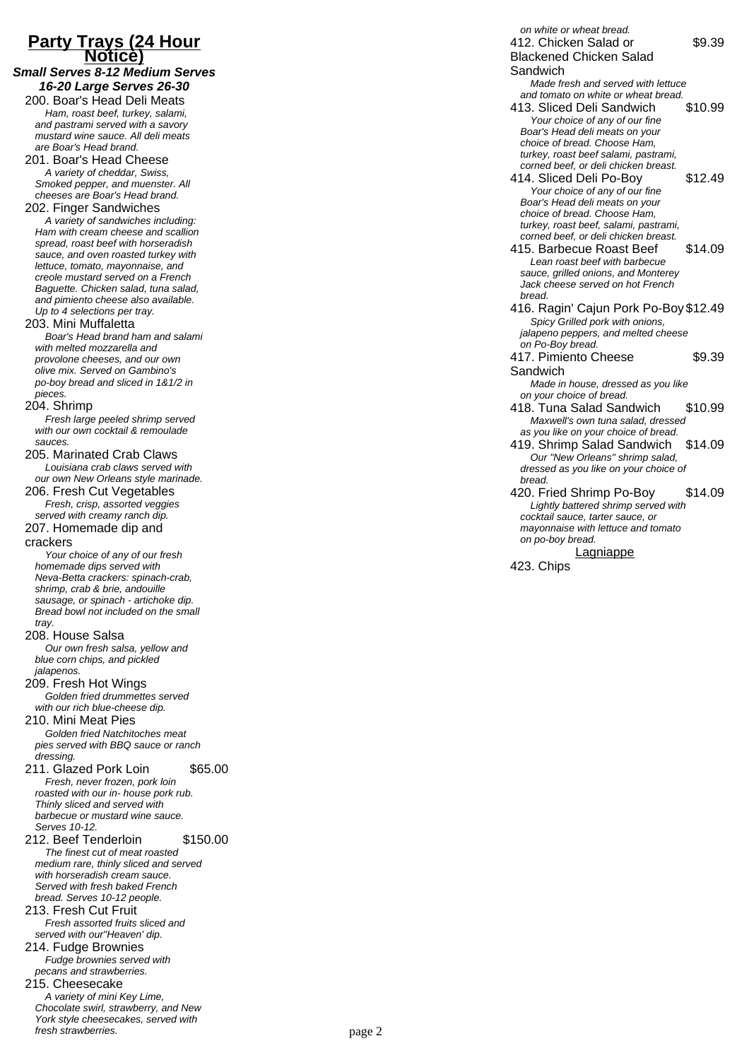## Party Trays (24 Hour Notice)

***Small Serves 8-12 Medium Serves 16-20 Large Serves 26-30***

200. Boar's Head Deli Meats
*Ham, roast beef, turkey, salami, and pastrami served with a savory mustard wine sauce. All deli meats are Boar's Head brand.*

201. Boar's Head Cheese
*A variety of cheddar, Swiss, Smoked pepper, and muenster. All cheeses are Boar's Head brand.*

202. Finger Sandwiches
*A variety of sandwiches including: Ham with cream cheese and scallion spread, roast beef with horseradish sauce, and oven roasted turkey with lettuce, tomato, mayonnaise, and creole mustard served on a French Baguette. Chicken salad, tuna salad, and pimiento cheese also available. Up to 4 selections per tray.*

203. Mini Muffaletta
*Boar's Head brand ham and salami with melted mozzarella and provolone cheeses, and our own olive mix. Served on Gambino's po-boy bread and sliced in 1&1/2 in pieces.*

204. Shrimp
*Fresh large peeled shrimp served with our own cocktail & remoulade sauces.*

205. Marinated Crab Claws
*Louisiana crab claws served with our own New Orleans style marinade.*

206. Fresh Cut Vegetables
*Fresh, crisp, assorted veggies served with creamy ranch dip.*

207. Homemade dip and crackers
*Your choice of any of our fresh homemade dips served with Neva-Betta crackers: spinach-crab, shrimp, crab & brie, andouille sausage, or spinach - artichoke dip. Bread bowl not included on the small tray.*

208. House Salsa
*Our own fresh salsa, yellow and blue corn chips, and pickled jalapenos.*

209. Fresh Hot Wings
*Golden fried drummettes served with our rich blue-cheese dip.*

210. Mini Meat Pies
*Golden fried Natchitoches meat pies served with BBQ sauce or ranch dressing.*

211. Glazed Pork Loin $65.00
*Fresh, never frozen, pork loin roasted with our in- house pork rub. Thinly sliced and served with barbecue or mustard wine sauce. Serves 10-12.*

212. Beef Tenderloin $150.00
*The finest cut of meat roasted medium rare, thinly sliced and served with horseradish cream sauce. Served with fresh baked French bread. Serves 10-12 people.*

213. Fresh Cut Fruit
*Fresh assorted fruits sliced and served with our"Heaven' dip.*

214. Fudge Brownies
*Fudge brownies served with pecans and strawberries.*

215. Cheesecake
*A variety of mini Key Lime, Chocolate swirl, strawberry, and New York style cheesecakes, served with fresh strawberries.*

*on white or wheat bread.*

412. Chicken Salad or Blackened Chicken Salad Sandwich $9.39
*Made fresh and served with lettuce and tomato on white or wheat bread.*

413. Sliced Deli Sandwich $10.99
*Your choice of any of our fine Boar's Head deli meats on your choice of bread. Choose Ham, turkey, roast beef salami, pastrami, corned beef, or deli chicken breast.*

414. Sliced Deli Po-Boy $12.49
*Your choice of any of our fine Boar's Head deli meats on your choice of bread. Choose Ham, turkey, roast beef, salami, pastrami, corned beef, or deli chicken breast.*

415. Barbecue Roast Beef $14.09
*Lean roast beef with barbecue sauce, grilled onions, and Monterey Jack cheese served on hot French bread.*

416. Ragin' Cajun Pork Po-Boy $12.49
*Spicy Grilled pork with onions, jalapeno peppers, and melted cheese on Po-Boy bread.*

417. Pimiento Cheese Sandwich $9.39
*Made in house, dressed as you like on your choice of bread.*

418. Tuna Salad Sandwich $10.99
*Maxwell's own tuna salad, dressed as you like on your choice of bread.*

419. Shrimp Salad Sandwich $14.09
*Our "New Orleans" shrimp salad, dressed as you like on your choice of bread.*

420. Fried Shrimp Po-Boy $14.09
*Lightly battered shrimp served with cocktail sauce, tarter sauce, or mayonnaise with lettuce and tomato on po-boy bread.*

Lagniappe

423. Chips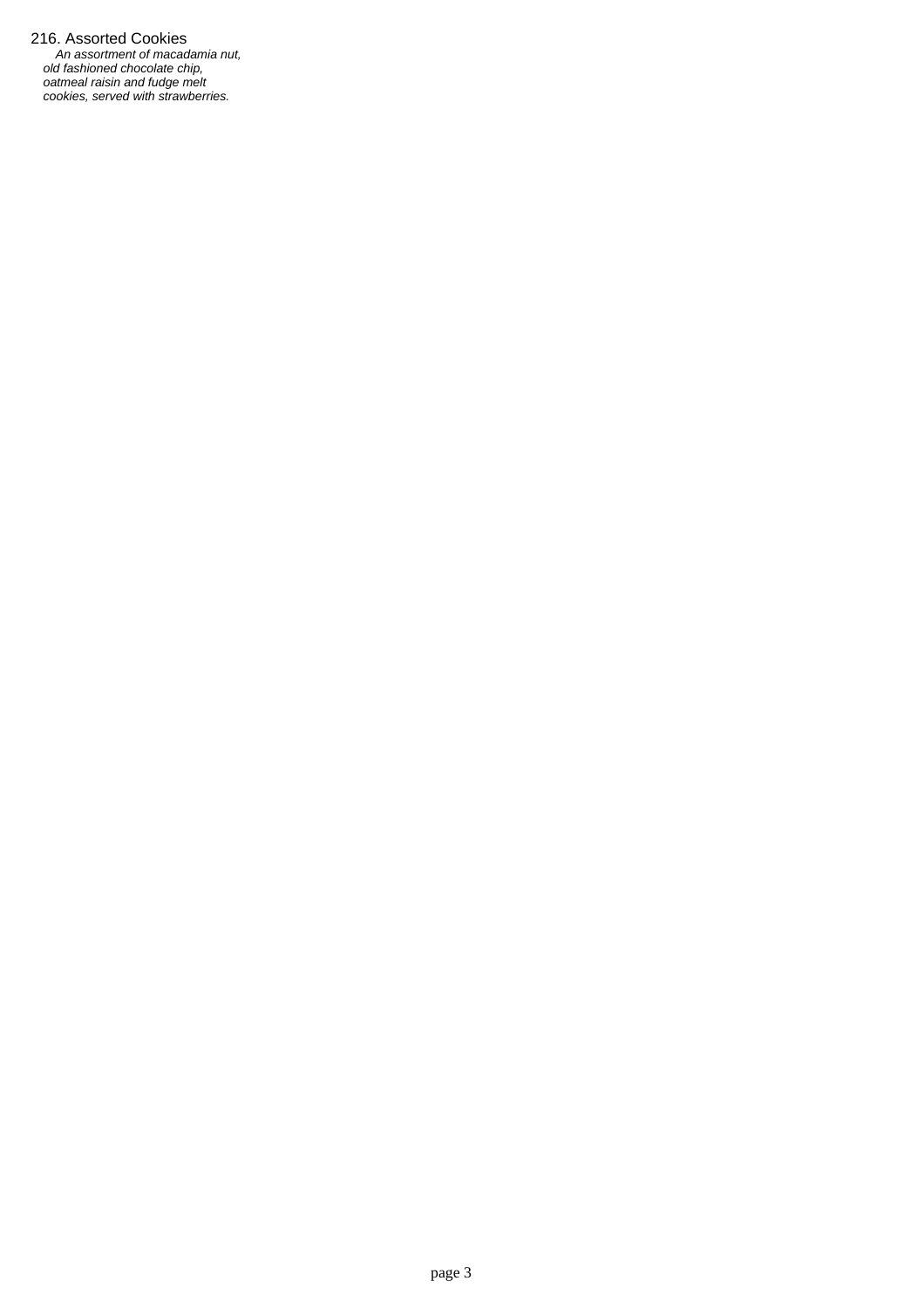216. Assorted Cookies

*An assortment of macadamia nut, old fashioned chocolate chip, oatmeal raisin and fudge melt cookies, served with strawberries.*